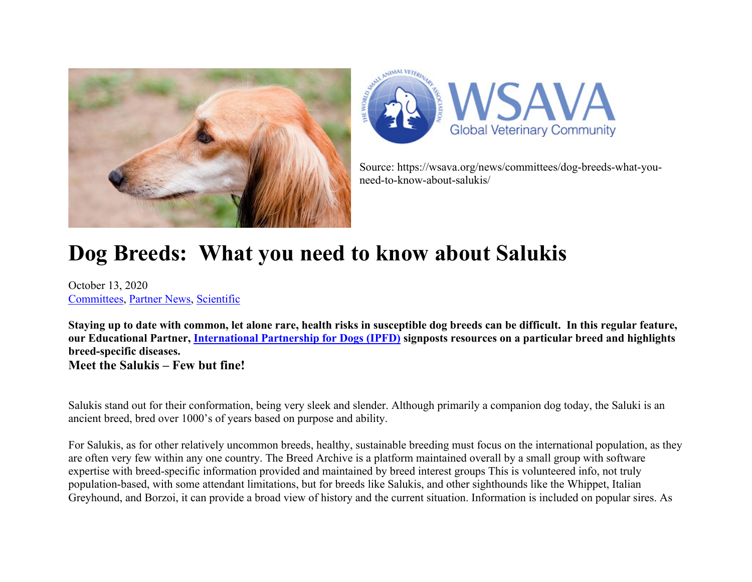Source: https://wsava.org/news/committees/dog-breeds-what-you-need-to-know-about-salukis/

# Dog Breeds: What you need to know about Salukis

October 13, 2020
[Committees](), [Partner News](), [Scientific]()

**Staying up to date with common, let alone rare, health risks in susceptible dog breeds can be difficult. In this regular feature, our Educational Partner, [International Partnership for Dogs (IPFD)]() signposts resources on a particular breed and highlights breed-specific diseases.**

### Meet the Salukis – Few but fine!

Salukis stand out for their conformation, being very sleek and slender. Although primarily a companion dog today, the Saluki is an ancient breed, bred over 1000's of years based on purpose and ability.

For Salukis, as for other relatively uncommon breeds, healthy, sustainable breeding must focus on the international population, as they are often very few within any one country. The Breed Archive is a platform maintained overall by a small group with software expertise with breed-specific information provided and maintained by breed interest groups This is volunteered info, not truly population-based, with some attendant limitations, but for breeds like Salukis, and other sighthounds like the Whippet, Italian Greyhound, and Borzoi, it can provide a broad view of history and the current situation. Information is included on popular sires. As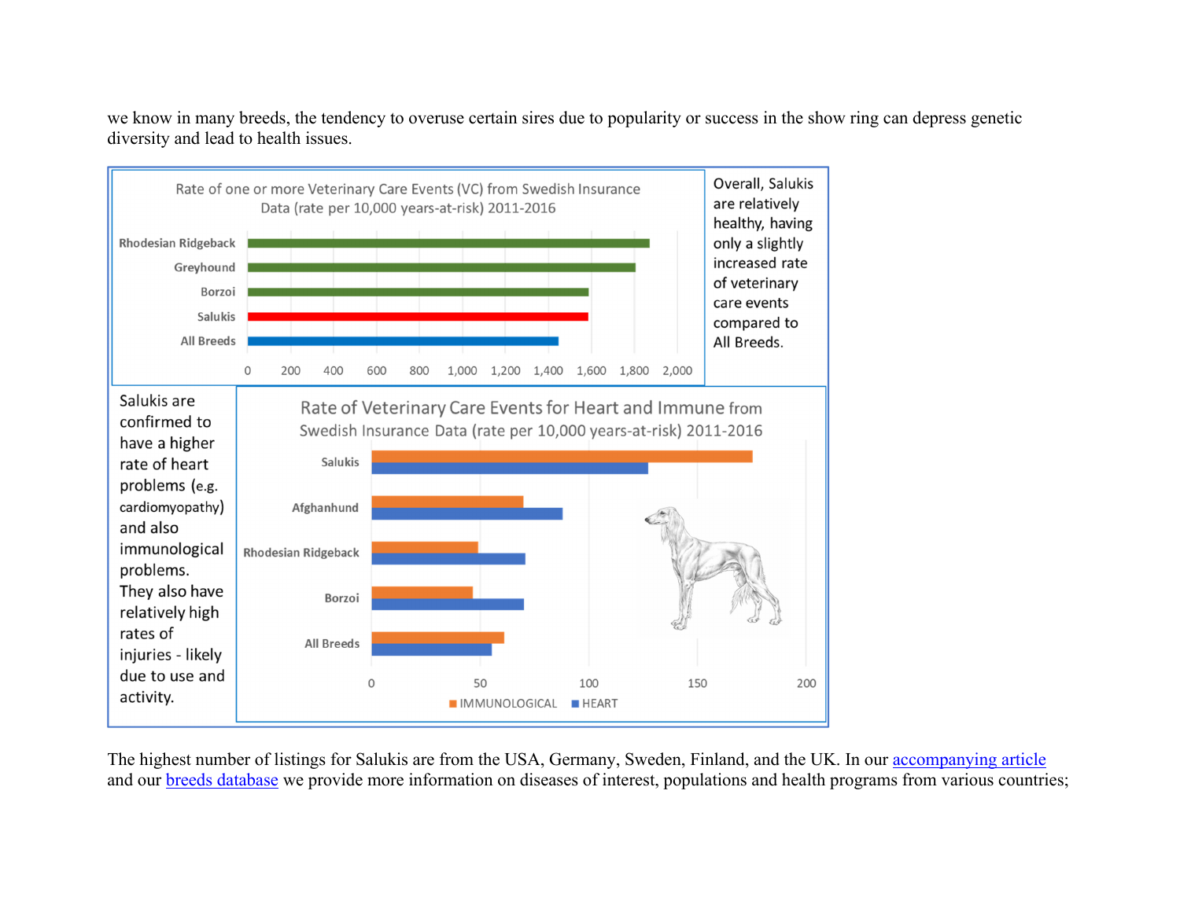we know in many breeds, the tendency to overuse certain sires due to popularity or success in the show ring can depress genetic diversity and lead to health issues.

Rate of one or more Veterinary Care Events (VC) from Swedish Insurance Data (rate per 10,000 years-at-risk) 2011-2016

Overall, Salukis are relatively healthy, having only a slightly increased rate of veterinary care events compared to All Breeds.

Rate of Veterinary Care Events for Heart and Immune from Swedish Insurance Data (rate per 10,000 years-at-risk) 2011-2016

Salukis are confirmed to have a higher rate of heart problems (e.g. cardiomyopathy) and also immunological problems. They also have relatively high rates of injuries - likely due to use and activity.

The highest number of listings for Salukis are from the USA, Germany, Sweden, Finland, and the UK. In our [accompanying article](#) and our [breeds database](#) we provide more information on diseases of interest, populations and health programs from various countries;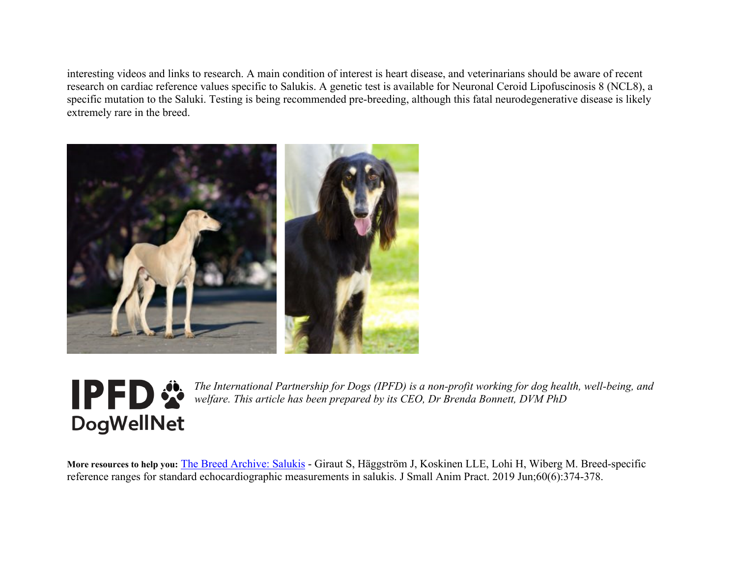interesting videos and links to research. A main condition of interest is heart disease, and veterinarians should be aware of recent research on cardiac reference values specific to Salukis. A genetic test is available for Neuronal Ceroid Lipofuscinosis 8 (NCL8), a specific mutation to the Saluki. Testing is being recommended pre-breeding, although this fatal neurodegenerative disease is likely extremely rare in the breed.

IPFD DogWellNet

*The International Partnership for Dogs (IPFD) is a non-profit working for dog health, well-being, and welfare. This article has been prepared by its CEO, Dr Brenda Bonnett, DVM PhD*

**More resources to help you:** [The Breed Archive: Salukis]() - Giraut S, Häggström J, Koskinen LLE, Lohi H, Wiberg M. Breed-specific reference ranges for standard echocardiographic measurements in salukis. J Small Anim Pract. 2019 Jun;60(6):374-378.